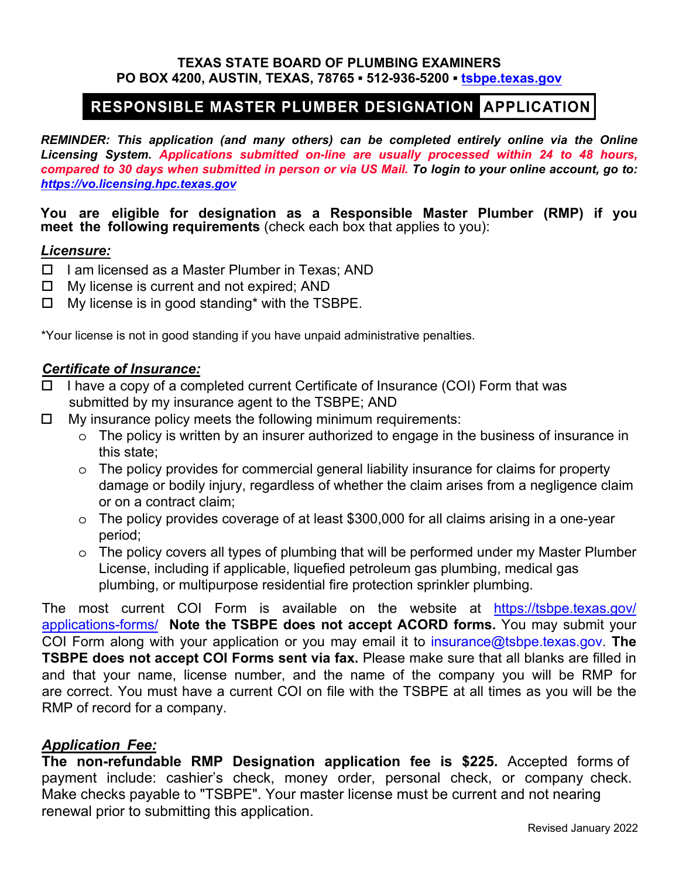**TEXAS STATE BOARD OF PLUMBING EXAMINERS**
**PO BOX 4200, AUSTIN, TEXAS, 78765 ▪ 512-936-5200 ▪ [tsbpe.texas.gov](https://tsbpe.texas.gov)**

# RESPONSIBLE MASTER PLUMBER DESIGNATION APPLICATION

***REMINDER: This application (and many others) can be completed entirely online via the Online Licensing System. Applications submitted on-line are usually processed within 24 to 48 hours, compared to 30 days when submitted in person or via US Mail. To login to your online account, go to: [https://vo.licensing.hpc.texas.gov](https://vo.licensing.hpc.texas.gov)***

**You are eligible for designation as a Responsible Master Plumber (RMP) if you meet the following requirements** (check each box that applies to you):

## ***Licensure:***

- ☐ I am licensed as a Master Plumber in Texas; AND
- ☐ My license is current and not expired; AND
- ☐ My license is in good standing* with the TSBPE.

*Your license is not in good standing if you have unpaid administrative penalties.

## ***Certificate of Insurance:***

- ☐ I have a copy of a completed current Certificate of Insurance (COI) Form that was submitted by my insurance agent to the TSBPE; AND
- ☐ My insurance policy meets the following minimum requirements:
  - o The policy is written by an insurer authorized to engage in the business of insurance in this state;
  - o The policy provides for commercial general liability insurance for claims for property damage or bodily injury, regardless of whether the claim arises from a negligence claim or on a contract claim;
  - o The policy provides coverage of at least $300,000 for all claims arising in a one-year period;
  - o The policy covers all types of plumbing that will be performed under my Master Plumber License, including if applicable, liquefied petroleum gas plumbing, medical gas plumbing, or multipurpose residential fire protection sprinkler plumbing.

The most current COI Form is available on the website at [https://tsbpe.texas.gov/applications-forms/](https://tsbpe.texas.gov/applications-forms/) **Note the TSBPE does not accept ACORD forms.** You may submit your COI Form along with your application or you may email it to insurance@tsbpe.texas.gov. **The TSBPE does not accept COI Forms sent via fax.** Please make sure that all blanks are filled in and that your name, license number, and the name of the company you will be RMP for are correct. You must have a current COI on file with the TSBPE at all times as you will be the RMP of record for a company.

## ***Application Fee:***

**The non-refundable RMP Designation application fee is $225.** Accepted forms of payment include: cashier's check, money order, personal check, or company check. Make checks payable to "TSBPE". Your master license must be current and not nearing renewal prior to submitting this application.

Revised January 2022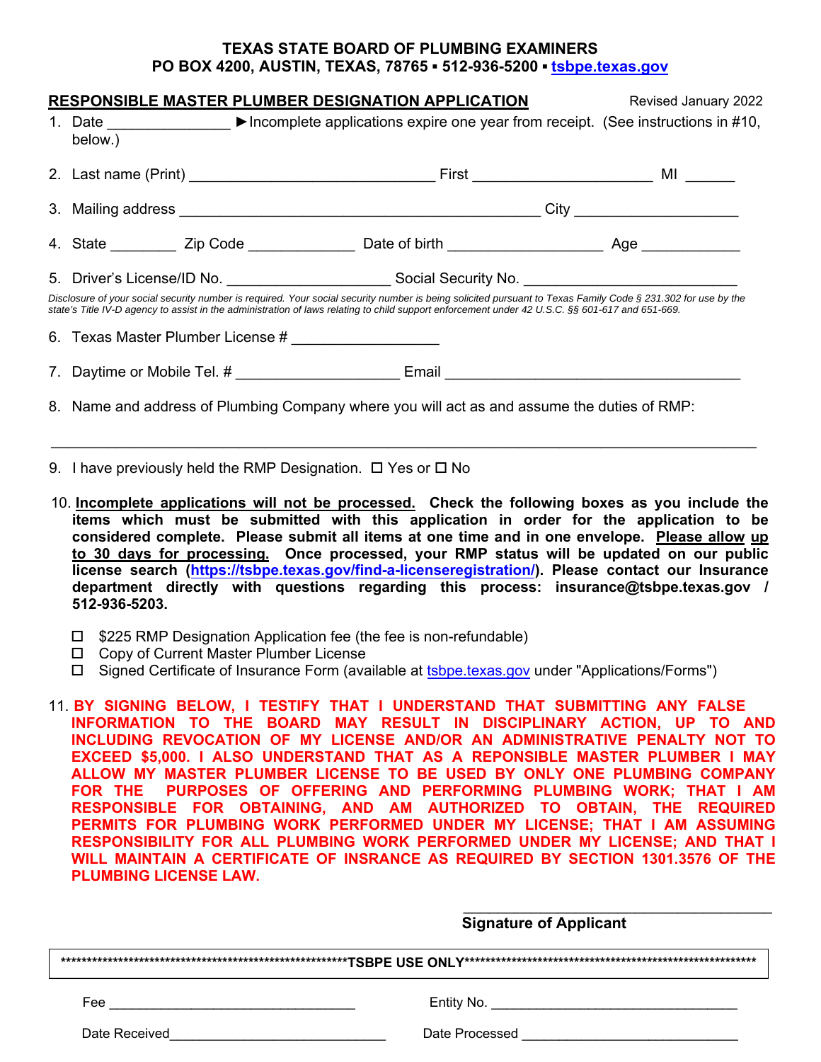**TEXAS STATE BOARD OF PLUMBING EXAMINERS**
**PO BOX 4200, AUSTIN, TEXAS, 78765 ▪ 512-936-5200 ▪ tsbpe.texas.gov**

## RESPONSIBLE MASTER PLUMBER DESIGNATION APPLICATION

Revised January 2022

1. Date _______________ ►Incomplete applications expire one year from receipt. (See instructions in #10, below.)

2. Last name (Print) ______________________________ First ______________________ MI ______

3. Mailing address ____________________________________________ City ____________________

4. State ________ Zip Code _____________ Date of birth ___________________ Age ____________

5. Driver's License/ID No. ____________________ Social Security No. __________________________

*Disclosure of your social security number is required. Your social security number is being solicited pursuant to Texas Family Code § 231.302 for use by the state's Title IV-D agency to assist in the administration of laws relating to child support enforcement under 42 U.S.C. §§ 601-617 and 651-669.*

6. Texas Master Plumber License # __________________

7. Daytime or Mobile Tel. # ____________________ Email ______________________________________

8. Name and address of Plumbing Company where you will act as and assume the duties of RMP:

_____________________________________________________________________________________

9. I have previously held the RMP Designation. ☐ Yes or ☐ No

10. **Incomplete applications will not be processed. Check the following boxes as you include the items which must be submitted with this application in order for the application to be considered complete. Please submit all items at one time and in one envelope. Please allow up to 30 days for processing. Once processed, your RMP status will be updated on our public license search (https://tsbpe.texas.gov/find-a-licenseregistration/). Please contact our Insurance department directly with questions regarding this process: insurance@tsbpe.texas.gov / 512-936-5203.**

- ☐ $225 RMP Designation Application fee (the fee is non-refundable)
- ☐ Copy of Current Master Plumber License
- ☐ Signed Certificate of Insurance Form (available at tsbpe.texas.gov under "Applications/Forms")

11. **BY SIGNING BELOW, I TESTIFY THAT I UNDERSTAND THAT SUBMITTING ANY FALSE INFORMATION TO THE BOARD MAY RESULT IN DISCIPLINARY ACTION, UP TO AND INCLUDING REVOCATION OF MY LICENSE AND/OR AN ADMINISTRATIVE PENALTY NOT TO EXCEED $5,000. I ALSO UNDERSTAND THAT AS A REPONSIBLE MASTER PLUMBER I MAY ALLOW MY MASTER PLUMBER LICENSE TO BE USED BY ONLY ONE PLUMBING COMPANY FOR THE PURPOSES OF OFFERING AND PERFORMING PLUMBING WORK; THAT I AM RESPONSIBLE FOR OBTAINING, AND AM AUTHORIZED TO OBTAIN, THE REQUIRED PERMITS FOR PLUMBING WORK PERFORMED UNDER MY LICENSE; THAT I AM ASSUMING RESPONSIBILITY FOR ALL PLUMBING WORK PERFORMED UNDER MY LICENSE; AND THAT I WILL MAINTAIN A CERTIFICATE OF INSRANCE AS REQUIRED BY SECTION 1301.3576 OF THE PLUMBING LICENSE LAW.**

________________________________________
**Signature of Applicant**

**\*\*\*\*\*\*\*\*\*\*\*\*\*\*\*\*\*\*\*\*\*\*\*\*\*\*\*\*\*\*\*\*\*\*\*\*\*\*\*\*\*\*\*\*\*\*\*\*\*\*\*\*\*\*\*\*TSBPE USE ONLY\*\*\*\*\*\*\*\*\*\*\*\*\*\*\*\*\*\*\*\*\*\*\*\*\*\*\*\*\*\*\*\*\*\*\*\*\*\*\*\*\*\*\*\*\*\*\*\*\*\*\*\*\*\*\*\***

Fee ________________________________ Entity No. _________________________________

Date Received____________________________ Date Processed _____________________________